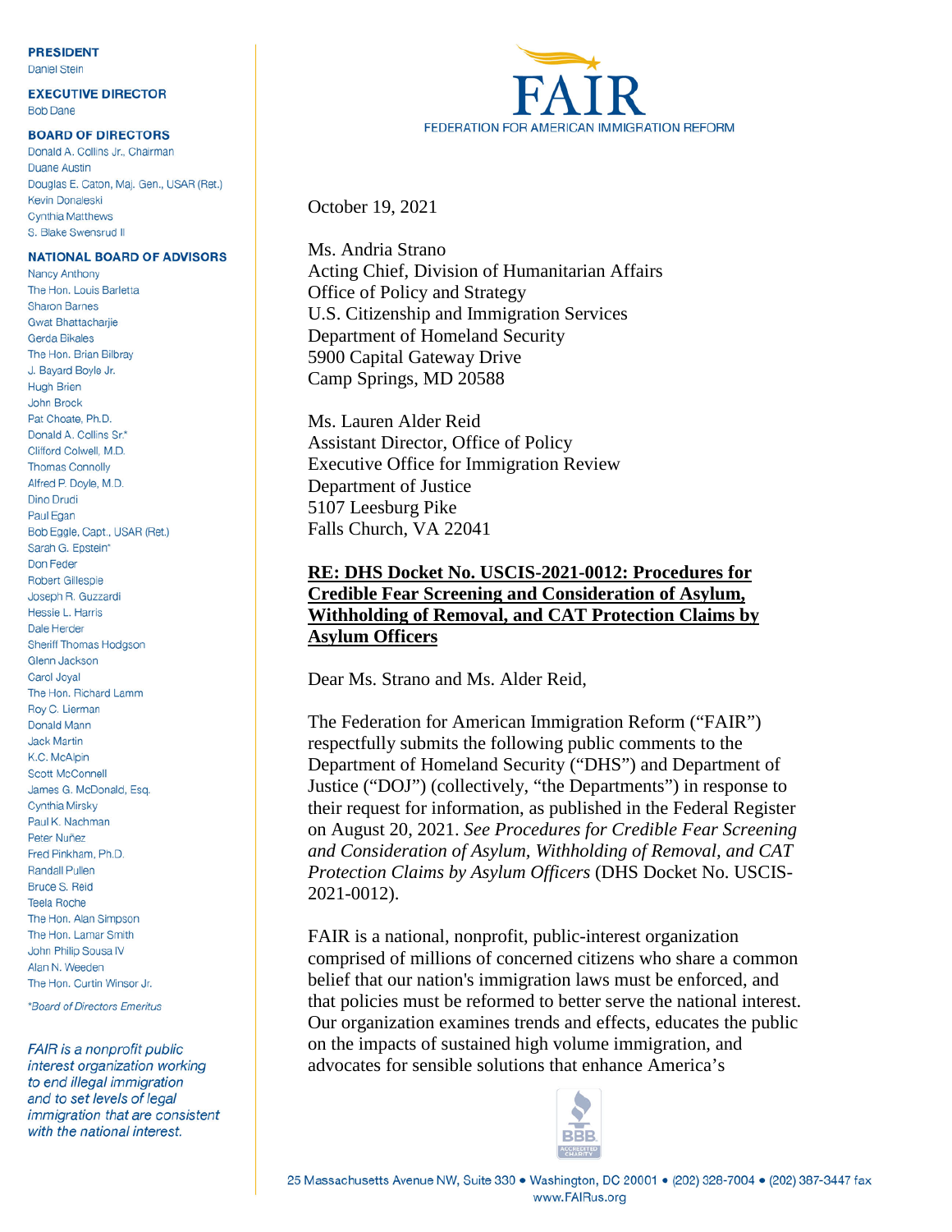**PRESIDENT**
Daniel Stein

**EXECUTIVE DIRECTOR**
Bob Dane

**BOARD OF DIRECTORS**
Donald A. Collins Jr., Chairman
Duane Austin
Douglas E. Caton, Maj. Gen., USAR (Ret.)
Kevin Donaleski
Cynthia Matthews
S. Blake Swensrud II

**NATIONAL BOARD OF ADVISORS**
Nancy Anthony
The Hon. Louis Barletta
Sharon Barnes
Gwat Bhattacharjie
Gerda Bikales
The Hon. Brian Bilbray
J. Bayard Boyle Jr.
Hugh Brien
John Brock
Pat Choate, Ph.D.
Donald A. Collins Sr.*
Clifford Colwell, M.D.
Thomas Connolly
Alfred P. Doyle, M.D.
Dino Drudi
Paul Egan
Bob Eggle, Capt., USAR (Ret.)
Sarah G. Epstein*
Don Feder
Robert Gillespie
Joseph R. Guzzardi
Hessie L. Harris
Dale Herder
Sheriff Thomas Hodgson
Glenn Jackson
Carol Joyal
The Hon. Richard Lamm
Roy C. Lierman
Donald Mann
Jack Martin
K.C. McAlpin
Scott McConnell
James G. McDonald, Esq.
Cynthia Mirsky
Paul K. Nachman
Peter Nuñez
Fred Pinkham, Ph.D.
Randall Pullen
Bruce S. Reid
Teela Roche
The Hon. Alan Simpson
The Hon. Lamar Smith
John Philip Sousa IV
Alan N. Weeden
The Hon. Curtin Winsor Jr.

*Board of Directors Emeritus*

*FAIR is a nonprofit public interest organization working to end illegal immigration and to set levels of legal immigration that are consistent with the national interest.*

FAIR
FEDERATION FOR AMERICAN IMMIGRATION REFORM

October 19, 2021

Ms. Andria Strano
Acting Chief, Division of Humanitarian Affairs
Office of Policy and Strategy
U.S. Citizenship and Immigration Services
Department of Homeland Security
5900 Capital Gateway Drive
Camp Springs, MD 20588

Ms. Lauren Alder Reid
Assistant Director, Office of Policy
Executive Office for Immigration Review
Department of Justice
5107 Leesburg Pike
Falls Church, VA 22041

**RE: DHS Docket No. USCIS-2021-0012: Procedures for Credible Fear Screening and Consideration of Asylum, Withholding of Removal, and CAT Protection Claims by Asylum Officers**

Dear Ms. Strano and Ms. Alder Reid,

The Federation for American Immigration Reform ("FAIR") respectfully submits the following public comments to the Department of Homeland Security ("DHS") and Department of Justice ("DOJ") (collectively, "the Departments") in response to their request for information, as published in the Federal Register on August 20, 2021. *See Procedures for Credible Fear Screening and Consideration of Asylum, Withholding of Removal, and CAT Protection Claims by Asylum Officers* (DHS Docket No. USCIS-2021-0012).

FAIR is a national, nonprofit, public-interest organization comprised of millions of concerned citizens who share a common belief that our nation's immigration laws must be enforced, and that policies must be reformed to better serve the national interest. Our organization examines trends and effects, educates the public on the impacts of sustained high volume immigration, and advocates for sensible solutions that enhance America's

25 Massachusetts Avenue NW, Suite 330 • Washington, DC 20001 • (202) 328-7004 • (202) 387-3447 fax
www.FAIRus.org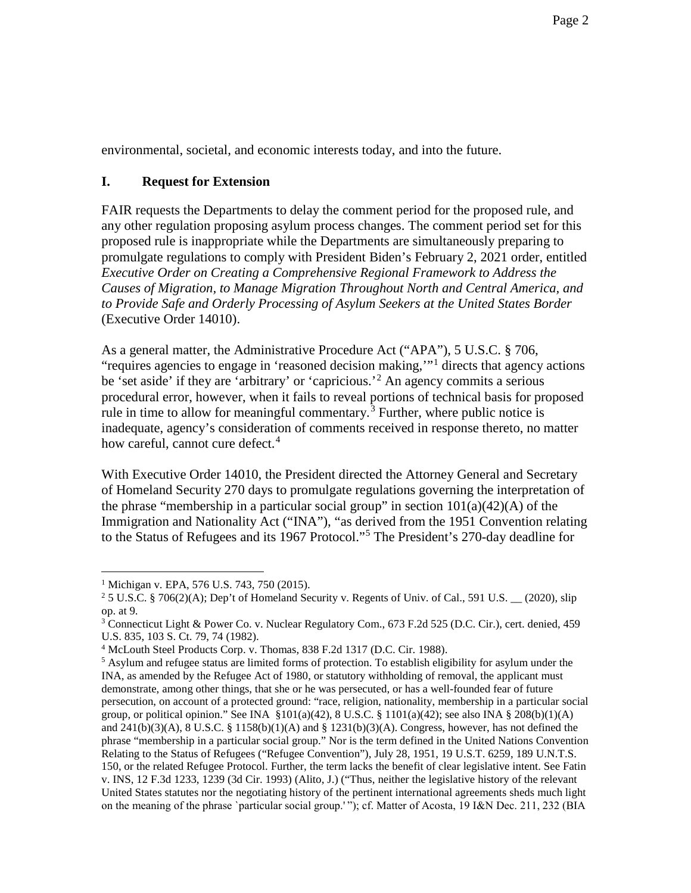environmental, societal, and economic interests today, and into the future.

## I. Request for Extension

FAIR requests the Departments to delay the comment period for the proposed rule, and any other regulation proposing asylum process changes. The comment period set for this proposed rule is inappropriate while the Departments are simultaneously preparing to promulgate regulations to comply with President Biden's February 2, 2021 order, entitled *Executive Order on Creating a Comprehensive Regional Framework to Address the Causes of Migration, to Manage Migration Throughout North and Central America, and to Provide Safe and Orderly Processing of Asylum Seekers at the United States Border* (Executive Order 14010).

As a general matter, the Administrative Procedure Act ("APA"), 5 U.S.C. § 706, "requires agencies to engage in 'reasoned decision making,'"[1] directs that agency actions be 'set aside' if they are 'arbitrary' or 'capricious.'[2] An agency commits a serious procedural error, however, when it fails to reveal portions of technical basis for proposed rule in time to allow for meaningful commentary.[3] Further, where public notice is inadequate, agency's consideration of comments received in response thereto, no matter how careful, cannot cure defect.[4]

With Executive Order 14010, the President directed the Attorney General and Secretary of Homeland Security 270 days to promulgate regulations governing the interpretation of the phrase "membership in a particular social group" in section 101(a)(42)(A) of the Immigration and Nationality Act ("INA"), "as derived from the 1951 Convention relating to the Status of Refugees and its 1967 Protocol."[5] The President's 270-day deadline for

---

[1] Michigan v. EPA, 576 U.S. 743, 750 (2015).

[2] 5 U.S.C. § 706(2)(A); Dep't of Homeland Security v. Regents of Univ. of Cal., 591 U.S. __ (2020), slip op. at 9.

[3] Connecticut Light & Power Co. v. Nuclear Regulatory Com., 673 F.2d 525 (D.C. Cir.), cert. denied, 459 U.S. 835, 103 S. Ct. 79, 74 (1982).

[4] McLouth Steel Products Corp. v. Thomas, 838 F.2d 1317 (D.C. Cir. 1988).

[5] Asylum and refugee status are limited forms of protection. To establish eligibility for asylum under the INA, as amended by the Refugee Act of 1980, or statutory withholding of removal, the applicant must demonstrate, among other things, that she or he was persecuted, or has a well-founded fear of future persecution, on account of a protected ground: "race, religion, nationality, membership in a particular social group, or political opinion." See INA §101(a)(42), 8 U.S.C. § 1101(a)(42); see also INA § 208(b)(1)(A) and 241(b)(3)(A), 8 U.S.C. § 1158(b)(1)(A) and § 1231(b)(3)(A). Congress, however, has not defined the phrase "membership in a particular social group." Nor is the term defined in the United Nations Convention Relating to the Status of Refugees ("Refugee Convention"), July 28, 1951, 19 U.S.T. 6259, 189 U.N.T.S. 150, or the related Refugee Protocol. Further, the term lacks the benefit of clear legislative intent. See Fatin v. INS, 12 F.3d 1233, 1239 (3d Cir. 1993) (Alito, J.) ("Thus, neither the legislative history of the relevant United States statutes nor the negotiating history of the pertinent international agreements sheds much light on the meaning of the phrase `particular social group.' "); cf. Matter of Acosta, 19 I&N Dec. 211, 232 (BIA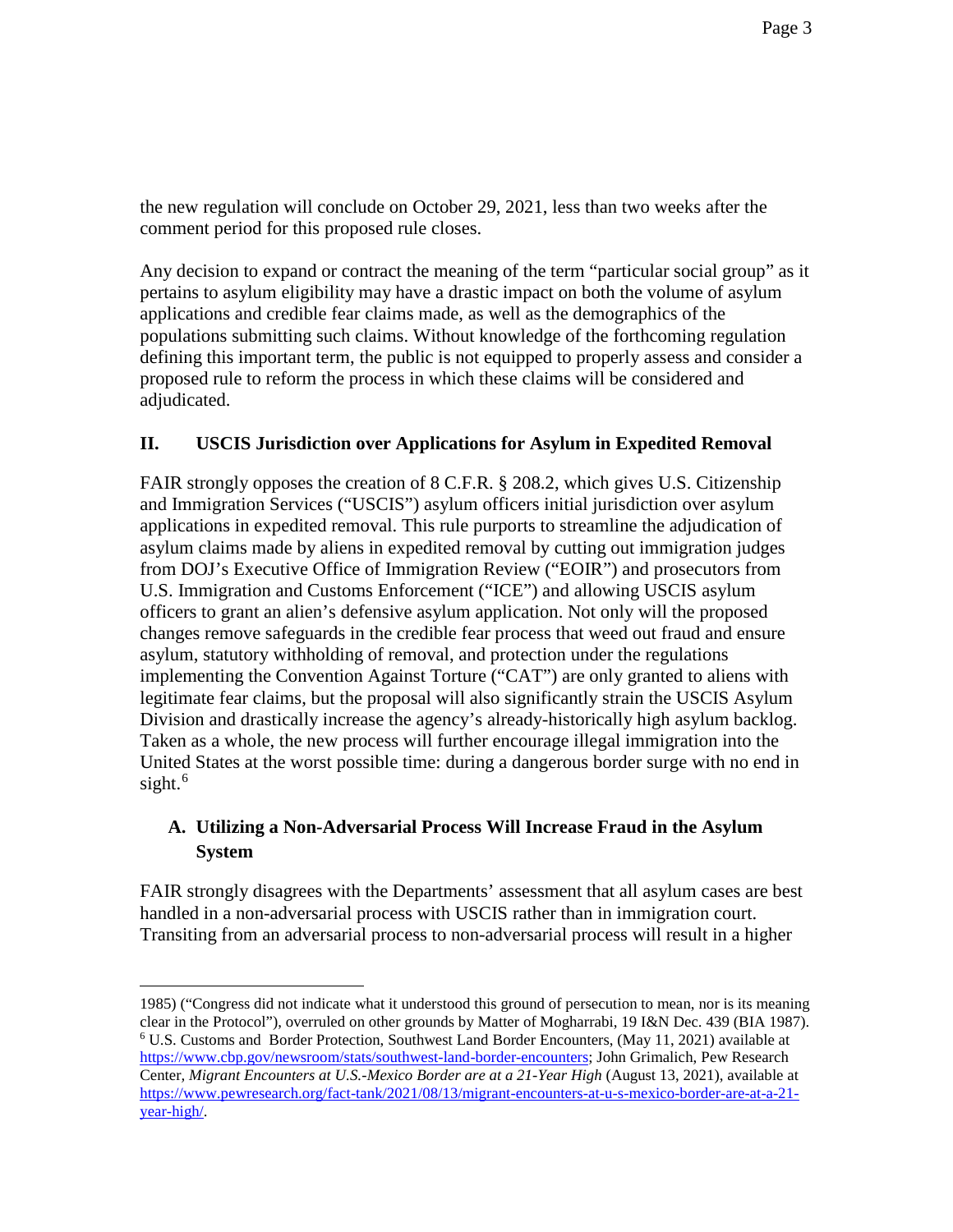the new regulation will conclude on October 29, 2021, less than two weeks after the comment period for this proposed rule closes.

Any decision to expand or contract the meaning of the term "particular social group" as it pertains to asylum eligibility may have a drastic impact on both the volume of asylum applications and credible fear claims made, as well as the demographics of the populations submitting such claims. Without knowledge of the forthcoming regulation defining this important term, the public is not equipped to properly assess and consider a proposed rule to reform the process in which these claims will be considered and adjudicated.

## II. USCIS Jurisdiction over Applications for Asylum in Expedited Removal

FAIR strongly opposes the creation of 8 C.F.R. § 208.2, which gives U.S. Citizenship and Immigration Services ("USCIS") asylum officers initial jurisdiction over asylum applications in expedited removal. This rule purports to streamline the adjudication of asylum claims made by aliens in expedited removal by cutting out immigration judges from DOJ's Executive Office of Immigration Review ("EOIR") and prosecutors from U.S. Immigration and Customs Enforcement ("ICE") and allowing USCIS asylum officers to grant an alien's defensive asylum application. Not only will the proposed changes remove safeguards in the credible fear process that weed out fraud and ensure asylum, statutory withholding of removal, and protection under the regulations implementing the Convention Against Torture ("CAT") are only granted to aliens with legitimate fear claims, but the proposal will also significantly strain the USCIS Asylum Division and drastically increase the agency's already-historically high asylum backlog. Taken as a whole, the new process will further encourage illegal immigration into the United States at the worst possible time: during a dangerous border surge with no end in sight.[6]

### A. Utilizing a Non-Adversarial Process Will Increase Fraud in the Asylum System

FAIR strongly disagrees with the Departments' assessment that all asylum cases are best handled in a non-adversarial process with USCIS rather than in immigration court. Transiting from an adversarial process to non-adversarial process will result in a higher

---

1985) ("Congress did not indicate what it understood this ground of persecution to mean, nor is its meaning clear in the Protocol"), overruled on other grounds by Matter of Mogharrabi, 19 I&N Dec. 439 (BIA 1987).

[6] U.S. Customs and Border Protection, Southwest Land Border Encounters, (May 11, 2021) available at https://www.cbp.gov/newsroom/stats/southwest-land-border-encounters; John Grimalich, Pew Research Center, *Migrant Encounters at U.S.-Mexico Border are at a 21-Year High* (August 13, 2021), available at https://www.pewresearch.org/fact-tank/2021/08/13/migrant-encounters-at-u-s-mexico-border-are-at-a-21-year-high/.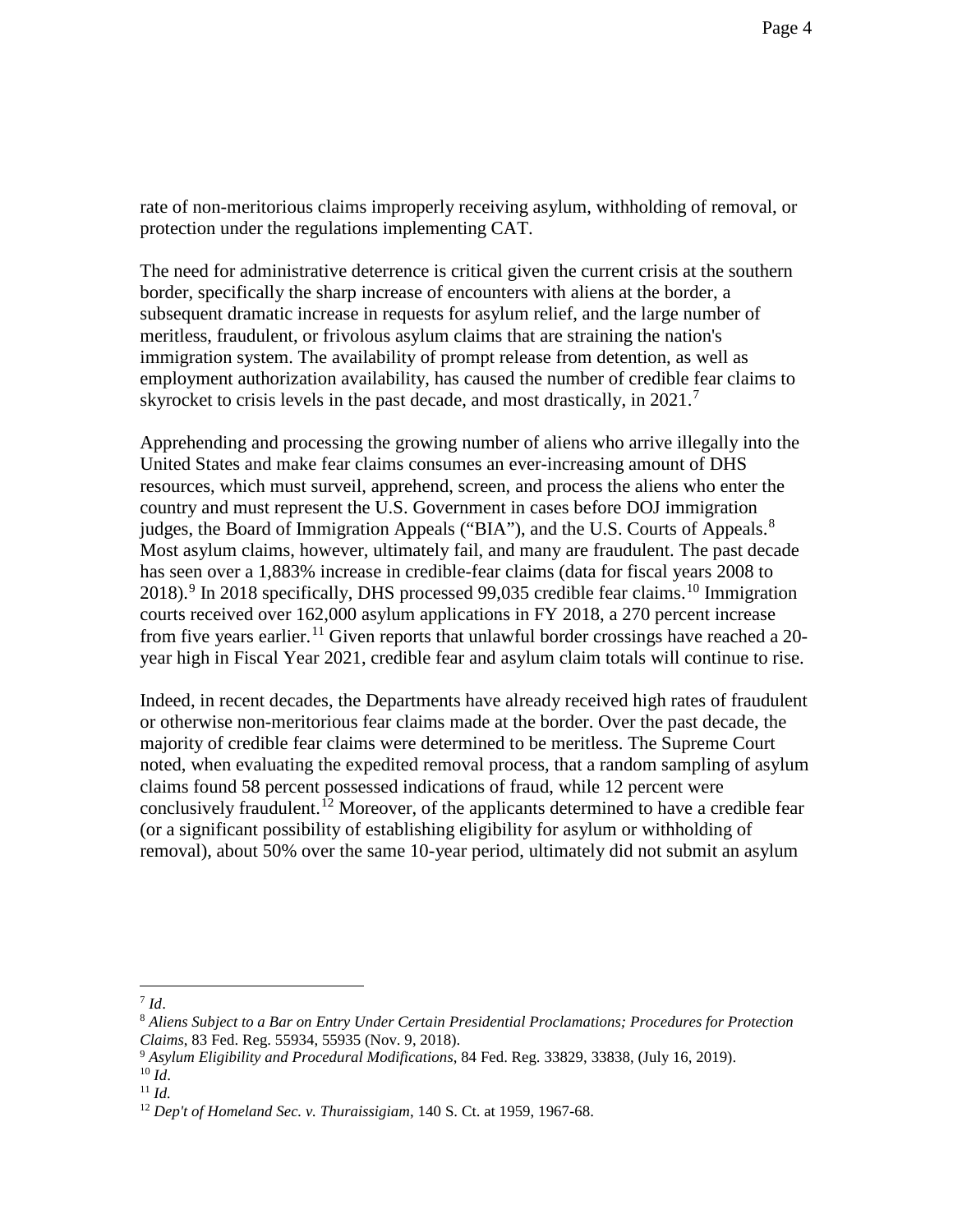rate of non-meritorious claims improperly receiving asylum, withholding of removal, or protection under the regulations implementing CAT.

The need for administrative deterrence is critical given the current crisis at the southern border, specifically the sharp increase of encounters with aliens at the border, a subsequent dramatic increase in requests for asylum relief, and the large number of meritless, fraudulent, or frivolous asylum claims that are straining the nation's immigration system. The availability of prompt release from detention, as well as employment authorization availability, has caused the number of credible fear claims to skyrocket to crisis levels in the past decade, and most drastically, in 2021.[7]

Apprehending and processing the growing number of aliens who arrive illegally into the United States and make fear claims consumes an ever-increasing amount of DHS resources, which must surveil, apprehend, screen, and process the aliens who enter the country and must represent the U.S. Government in cases before DOJ immigration judges, the Board of Immigration Appeals ("BIA"), and the U.S. Courts of Appeals.[8] Most asylum claims, however, ultimately fail, and many are fraudulent. The past decade has seen over a 1,883% increase in credible-fear claims (data for fiscal years 2008 to 2018).[9] In 2018 specifically, DHS processed 99,035 credible fear claims.[10] Immigration courts received over 162,000 asylum applications in FY 2018, a 270 percent increase from five years earlier.[11] Given reports that unlawful border crossings have reached a 20-year high in Fiscal Year 2021, credible fear and asylum claim totals will continue to rise.

Indeed, in recent decades, the Departments have already received high rates of fraudulent or otherwise non-meritorious fear claims made at the border. Over the past decade, the majority of credible fear claims were determined to be meritless. The Supreme Court noted, when evaluating the expedited removal process, that a random sampling of asylum claims found 58 percent possessed indications of fraud, while 12 percent were conclusively fraudulent.[12] Moreover, of the applicants determined to have a credible fear (or a significant possibility of establishing eligibility for asylum or withholding of removal), about 50% over the same 10-year period, ultimately did not submit an asylum

---

[7] *Id*.

[8] *Aliens Subject to a Bar on Entry Under Certain Presidential Proclamations; Procedures for Protection Claims*, 83 Fed. Reg. 55934, 55935 (Nov. 9, 2018).

[9] *Asylum Eligibility and Procedural Modifications*, 84 Fed. Reg. 33829, 33838, (July 16, 2019).

[10] *Id*.

[11] *Id.*

[12] *Dep't of Homeland Sec. v. Thuraissigiam*, 140 S. Ct. at 1959, 1967-68.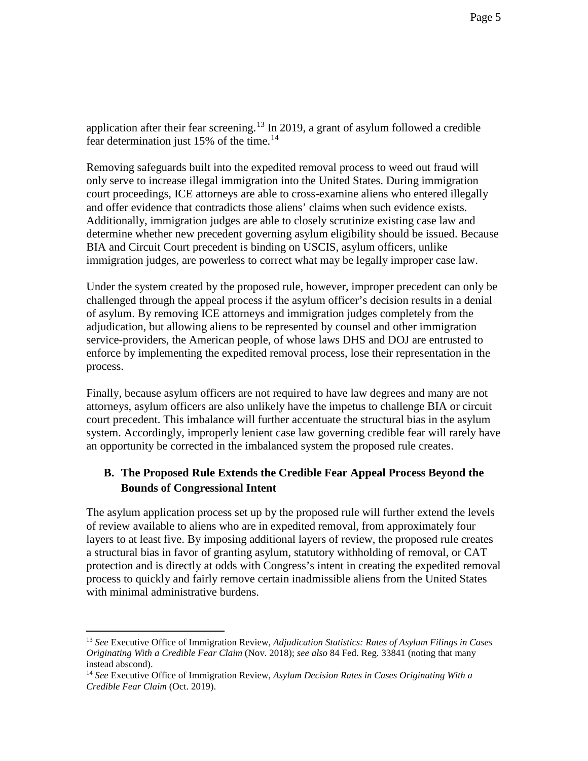application after their fear screening.[13] In 2019, a grant of asylum followed a credible fear determination just 15% of the time.[14]

Removing safeguards built into the expedited removal process to weed out fraud will only serve to increase illegal immigration into the United States. During immigration court proceedings, ICE attorneys are able to cross-examine aliens who entered illegally and offer evidence that contradicts those aliens' claims when such evidence exists. Additionally, immigration judges are able to closely scrutinize existing case law and determine whether new precedent governing asylum eligibility should be issued. Because BIA and Circuit Court precedent is binding on USCIS, asylum officers, unlike immigration judges, are powerless to correct what may be legally improper case law.

Under the system created by the proposed rule, however, improper precedent can only be challenged through the appeal process if the asylum officer's decision results in a denial of asylum. By removing ICE attorneys and immigration judges completely from the adjudication, but allowing aliens to be represented by counsel and other immigration service-providers, the American people, of whose laws DHS and DOJ are entrusted to enforce by implementing the expedited removal process, lose their representation in the process.

Finally, because asylum officers are not required to have law degrees and many are not attorneys, asylum officers are also unlikely have the impetus to challenge BIA or circuit court precedent. This imbalance will further accentuate the structural bias in the asylum system. Accordingly, improperly lenient case law governing credible fear will rarely have an opportunity be corrected in the imbalanced system the proposed rule creates.

### B. The Proposed Rule Extends the Credible Fear Appeal Process Beyond the Bounds of Congressional Intent

The asylum application process set up by the proposed rule will further extend the levels of review available to aliens who are in expedited removal, from approximately four layers to at least five. By imposing additional layers of review, the proposed rule creates a structural bias in favor of granting asylum, statutory withholding of removal, or CAT protection and is directly at odds with Congress's intent in creating the expedited removal process to quickly and fairly remove certain inadmissible aliens from the United States with minimal administrative burdens.

---

[13] *See* Executive Office of Immigration Review, *Adjudication Statistics: Rates of Asylum Filings in Cases Originating With a Credible Fear Claim* (Nov. 2018); *see also* 84 Fed. Reg. 33841 (noting that many instead abscond).

[14] *See* Executive Office of Immigration Review, *Asylum Decision Rates in Cases Originating With a Credible Fear Claim* (Oct. 2019).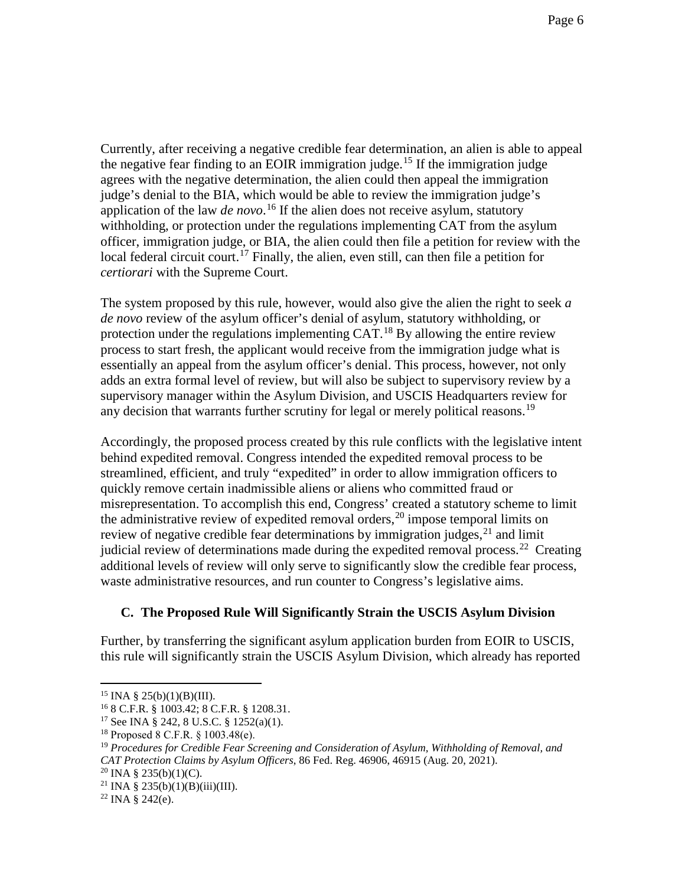Currently, after receiving a negative credible fear determination, an alien is able to appeal the negative fear finding to an EOIR immigration judge.[15] If the immigration judge agrees with the negative determination, the alien could then appeal the immigration judge's denial to the BIA, which would be able to review the immigration judge's application of the law *de novo*.[16] If the alien does not receive asylum, statutory withholding, or protection under the regulations implementing CAT from the asylum officer, immigration judge, or BIA, the alien could then file a petition for review with the local federal circuit court.[17] Finally, the alien, even still, can then file a petition for *certiorari* with the Supreme Court.

The system proposed by this rule, however, would also give the alien the right to seek *a de novo* review of the asylum officer's denial of asylum, statutory withholding, or protection under the regulations implementing CAT.[18] By allowing the entire review process to start fresh, the applicant would receive from the immigration judge what is essentially an appeal from the asylum officer's denial. This process, however, not only adds an extra formal level of review, but will also be subject to supervisory review by a supervisory manager within the Asylum Division, and USCIS Headquarters review for any decision that warrants further scrutiny for legal or merely political reasons.[19]

Accordingly, the proposed process created by this rule conflicts with the legislative intent behind expedited removal. Congress intended the expedited removal process to be streamlined, efficient, and truly "expedited" in order to allow immigration officers to quickly remove certain inadmissible aliens or aliens who committed fraud or misrepresentation. To accomplish this end, Congress' created a statutory scheme to limit the administrative review of expedited removal orders,[20] impose temporal limits on review of negative credible fear determinations by immigration judges,[21] and limit judicial review of determinations made during the expedited removal process.[22] Creating additional levels of review will only serve to significantly slow the credible fear process, waste administrative resources, and run counter to Congress's legislative aims.

### C. The Proposed Rule Will Significantly Strain the USCIS Asylum Division

Further, by transferring the significant asylum application burden from EOIR to USCIS, this rule will significantly strain the USCIS Asylum Division, which already has reported

---

[15] INA § 25(b)(1)(B)(III).

[16] 8 C.F.R. § 1003.42; 8 C.F.R. § 1208.31.

[17] See INA § 242, 8 U.S.C. § 1252(a)(1).

[18] Proposed 8 C.F.R. § 1003.48(e).

[19] *Procedures for Credible Fear Screening and Consideration of Asylum, Withholding of Removal, and CAT Protection Claims by Asylum Officers*, 86 Fed. Reg. 46906, 46915 (Aug. 20, 2021).

[20] INA § 235(b)(1)(C).

[21] INA § 235(b)(1)(B)(iii)(III).

[22] INA § 242(e).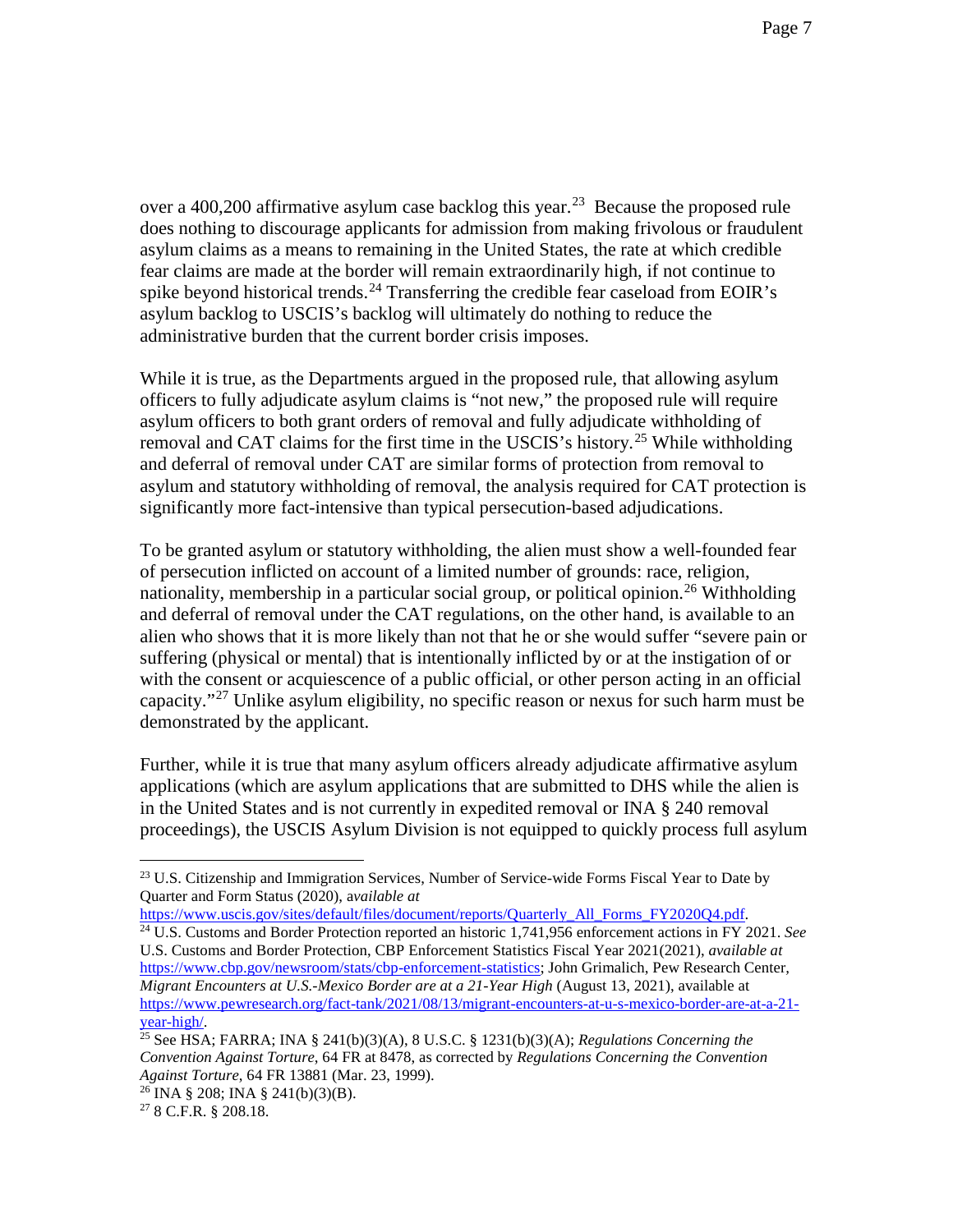over a 400,200 affirmative asylum case backlog this year.[23] Because the proposed rule does nothing to discourage applicants for admission from making frivolous or fraudulent asylum claims as a means to remaining in the United States, the rate at which credible fear claims are made at the border will remain extraordinarily high, if not continue to spike beyond historical trends.[24] Transferring the credible fear caseload from EOIR's asylum backlog to USCIS's backlog will ultimately do nothing to reduce the administrative burden that the current border crisis imposes.

While it is true, as the Departments argued in the proposed rule, that allowing asylum officers to fully adjudicate asylum claims is "not new," the proposed rule will require asylum officers to both grant orders of removal and fully adjudicate withholding of removal and CAT claims for the first time in the USCIS's history.[25] While withholding and deferral of removal under CAT are similar forms of protection from removal to asylum and statutory withholding of removal, the analysis required for CAT protection is significantly more fact-intensive than typical persecution-based adjudications.

To be granted asylum or statutory withholding, the alien must show a well-founded fear of persecution inflicted on account of a limited number of grounds: race, religion, nationality, membership in a particular social group, or political opinion.[26] Withholding and deferral of removal under the CAT regulations, on the other hand, is available to an alien who shows that it is more likely than not that he or she would suffer "severe pain or suffering (physical or mental) that is intentionally inflicted by or at the instigation of or with the consent or acquiescence of a public official, or other person acting in an official capacity."[27] Unlike asylum eligibility, no specific reason or nexus for such harm must be demonstrated by the applicant.

Further, while it is true that many asylum officers already adjudicate affirmative asylum applications (which are asylum applications that are submitted to DHS while the alien is in the United States and is not currently in expedited removal or INA § 240 removal proceedings), the USCIS Asylum Division is not equipped to quickly process full asylum

---

[23] U.S. Citizenship and Immigration Services, Number of Service-wide Forms Fiscal Year to Date by Quarter and Form Status (2020), *available at* https://www.uscis.gov/sites/default/files/document/reports/Quarterly_All_Forms_FY2020Q4.pdf.

[24] U.S. Customs and Border Protection reported an historic 1,741,956 enforcement actions in FY 2021. *See* U.S. Customs and Border Protection, CBP Enforcement Statistics Fiscal Year 2021(2021), *available at* https://www.cbp.gov/newsroom/stats/cbp-enforcement-statistics; John Grimalich, Pew Research Center, *Migrant Encounters at U.S.-Mexico Border are at a 21-Year High* (August 13, 2021), available at https://www.pewresearch.org/fact-tank/2021/08/13/migrant-encounters-at-u-s-mexico-border-are-at-a-21-year-high/.

[25] See HSA; FARRA; INA § 241(b)(3)(A), 8 U.S.C. § 1231(b)(3)(A); *Regulations Concerning the Convention Against Torture*, 64 FR at 8478, as corrected by *Regulations Concerning the Convention Against Torture*, 64 FR 13881 (Mar. 23, 1999).

[26] INA § 208; INA § 241(b)(3)(B).

[27] 8 C.F.R. § 208.18.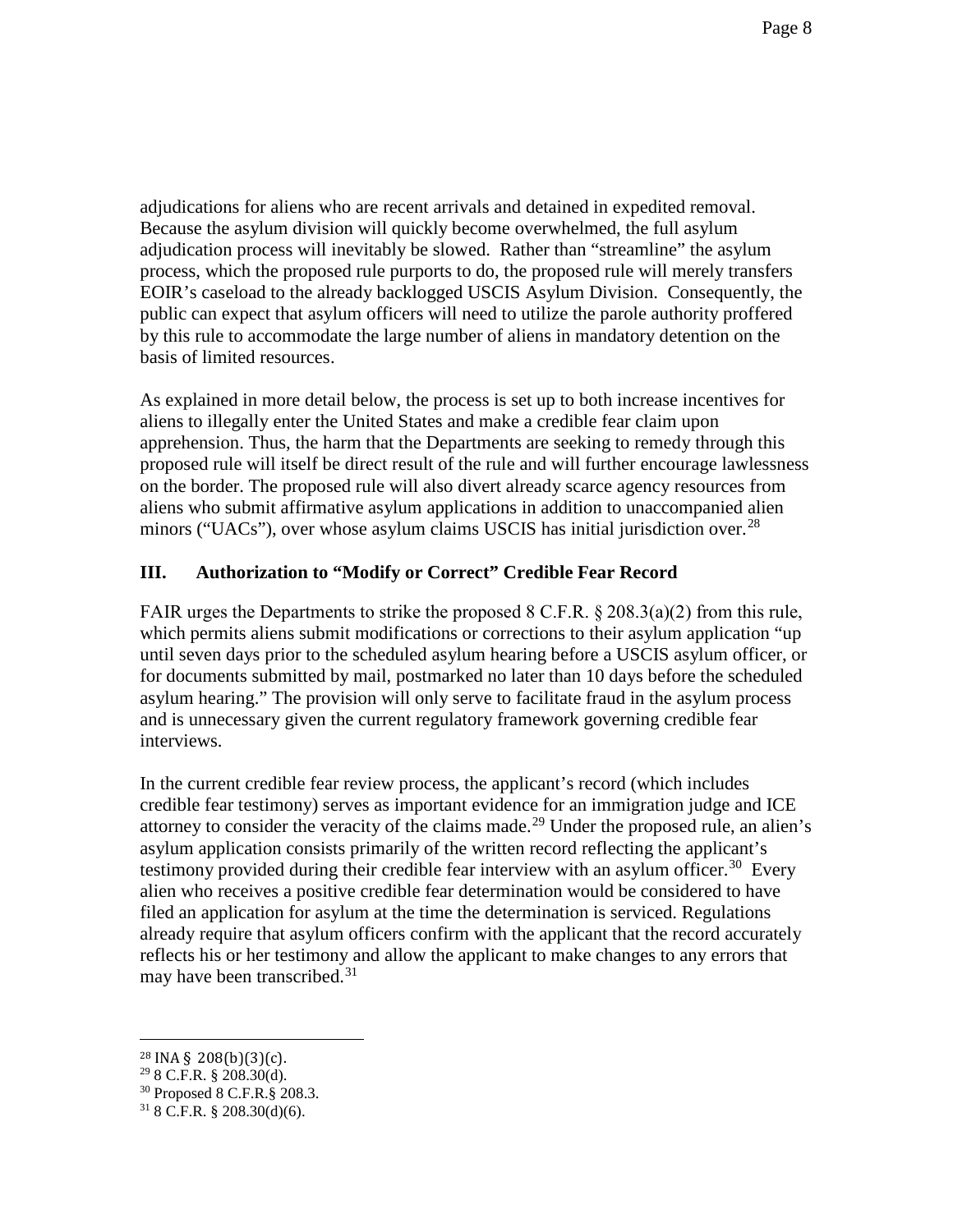adjudications for aliens who are recent arrivals and detained in expedited removal. Because the asylum division will quickly become overwhelmed, the full asylum adjudication process will inevitably be slowed. Rather than "streamline" the asylum process, which the proposed rule purports to do, the proposed rule will merely transfers EOIR's caseload to the already backlogged USCIS Asylum Division. Consequently, the public can expect that asylum officers will need to utilize the parole authority proffered by this rule to accommodate the large number of aliens in mandatory detention on the basis of limited resources.

As explained in more detail below, the process is set up to both increase incentives for aliens to illegally enter the United States and make a credible fear claim upon apprehension. Thus, the harm that the Departments are seeking to remedy through this proposed rule will itself be direct result of the rule and will further encourage lawlessness on the border. The proposed rule will also divert already scarce agency resources from aliens who submit affirmative asylum applications in addition to unaccompanied alien minors ("UACs"), over whose asylum claims USCIS has initial jurisdiction over.[28]

## III. Authorization to "Modify or Correct" Credible Fear Record

FAIR urges the Departments to strike the proposed 8 C.F.R. § 208.3(a)(2) from this rule, which permits aliens submit modifications or corrections to their asylum application "up until seven days prior to the scheduled asylum hearing before a USCIS asylum officer, or for documents submitted by mail, postmarked no later than 10 days before the scheduled asylum hearing." The provision will only serve to facilitate fraud in the asylum process and is unnecessary given the current regulatory framework governing credible fear interviews.

In the current credible fear review process, the applicant's record (which includes credible fear testimony) serves as important evidence for an immigration judge and ICE attorney to consider the veracity of the claims made.[29] Under the proposed rule, an alien's asylum application consists primarily of the written record reflecting the applicant's testimony provided during their credible fear interview with an asylum officer.[30] Every alien who receives a positive credible fear determination would be considered to have filed an application for asylum at the time the determination is serviced. Regulations already require that asylum officers confirm with the applicant that the record accurately reflects his or her testimony and allow the applicant to make changes to any errors that may have been transcribed.[31]

---

[28] INA § 208(b)(3)(c).

[29] 8 C.F.R. § 208.30(d).

[30] Proposed 8 C.F.R.§ 208.3.

[31] 8 C.F.R. § 208.30(d)(6).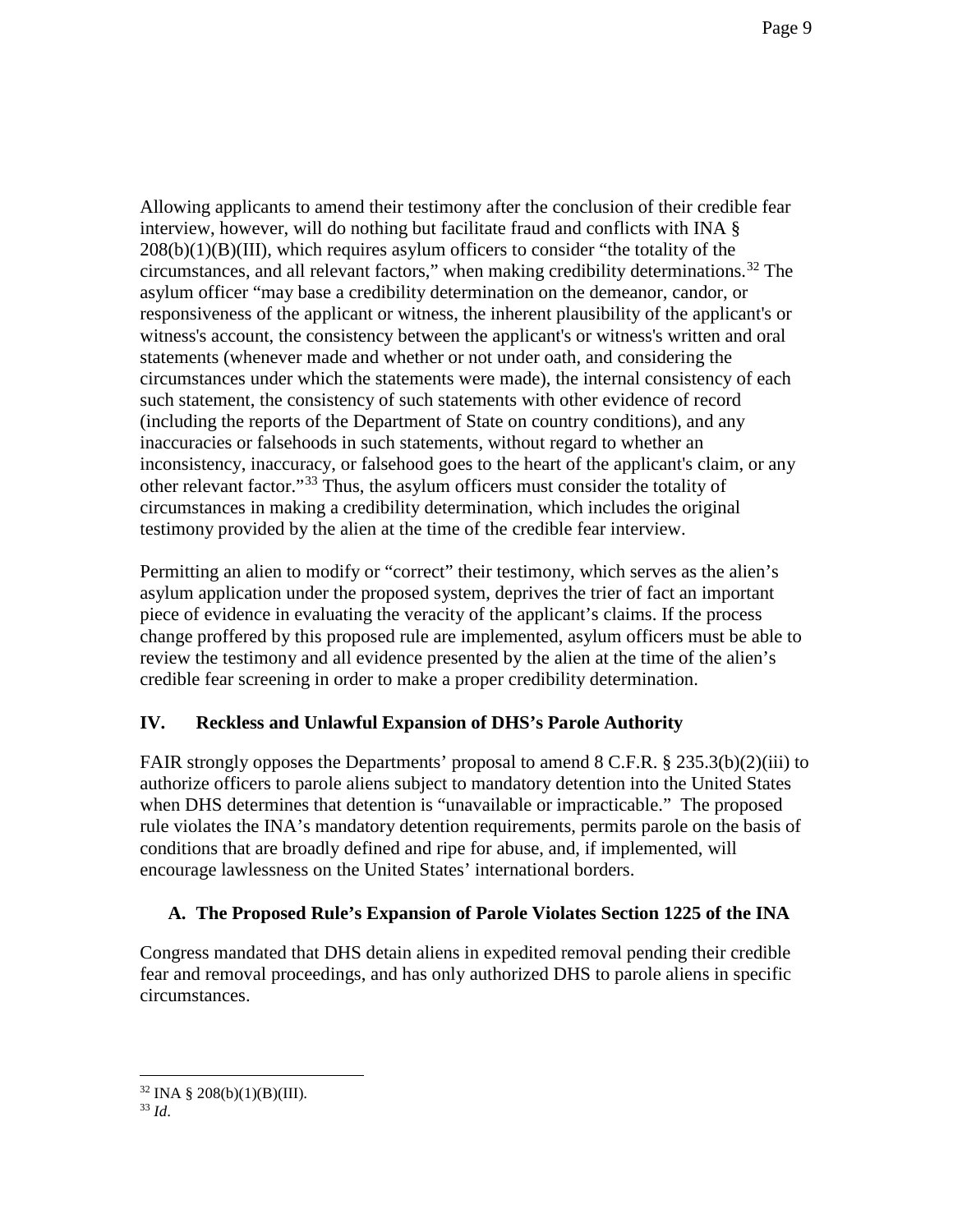Allowing applicants to amend their testimony after the conclusion of their credible fear interview, however, will do nothing but facilitate fraud and conflicts with INA § 208(b)(1)(B)(III), which requires asylum officers to consider "the totality of the circumstances, and all relevant factors," when making credibility determinations.[32] The asylum officer "may base a credibility determination on the demeanor, candor, or responsiveness of the applicant or witness, the inherent plausibility of the applicant's or witness's account, the consistency between the applicant's or witness's written and oral statements (whenever made and whether or not under oath, and considering the circumstances under which the statements were made), the internal consistency of each such statement, the consistency of such statements with other evidence of record (including the reports of the Department of State on country conditions), and any inaccuracies or falsehoods in such statements, without regard to whether an inconsistency, inaccuracy, or falsehood goes to the heart of the applicant's claim, or any other relevant factor."[33] Thus, the asylum officers must consider the totality of circumstances in making a credibility determination, which includes the original testimony provided by the alien at the time of the credible fear interview.

Permitting an alien to modify or "correct" their testimony, which serves as the alien's asylum application under the proposed system, deprives the trier of fact an important piece of evidence in evaluating the veracity of the applicant's claims. If the process change proffered by this proposed rule are implemented, asylum officers must be able to review the testimony and all evidence presented by the alien at the time of the alien's credible fear screening in order to make a proper credibility determination.

## IV. Reckless and Unlawful Expansion of DHS's Parole Authority

FAIR strongly opposes the Departments' proposal to amend 8 C.F.R. § 235.3(b)(2)(iii) to authorize officers to parole aliens subject to mandatory detention into the United States when DHS determines that detention is "unavailable or impracticable." The proposed rule violates the INA's mandatory detention requirements, permits parole on the basis of conditions that are broadly defined and ripe for abuse, and, if implemented, will encourage lawlessness on the United States' international borders.

### A. The Proposed Rule's Expansion of Parole Violates Section 1225 of the INA

Congress mandated that DHS detain aliens in expedited removal pending their credible fear and removal proceedings, and has only authorized DHS to parole aliens in specific circumstances.

---

[32] INA § 208(b)(1)(B)(III).

[33] *Id*.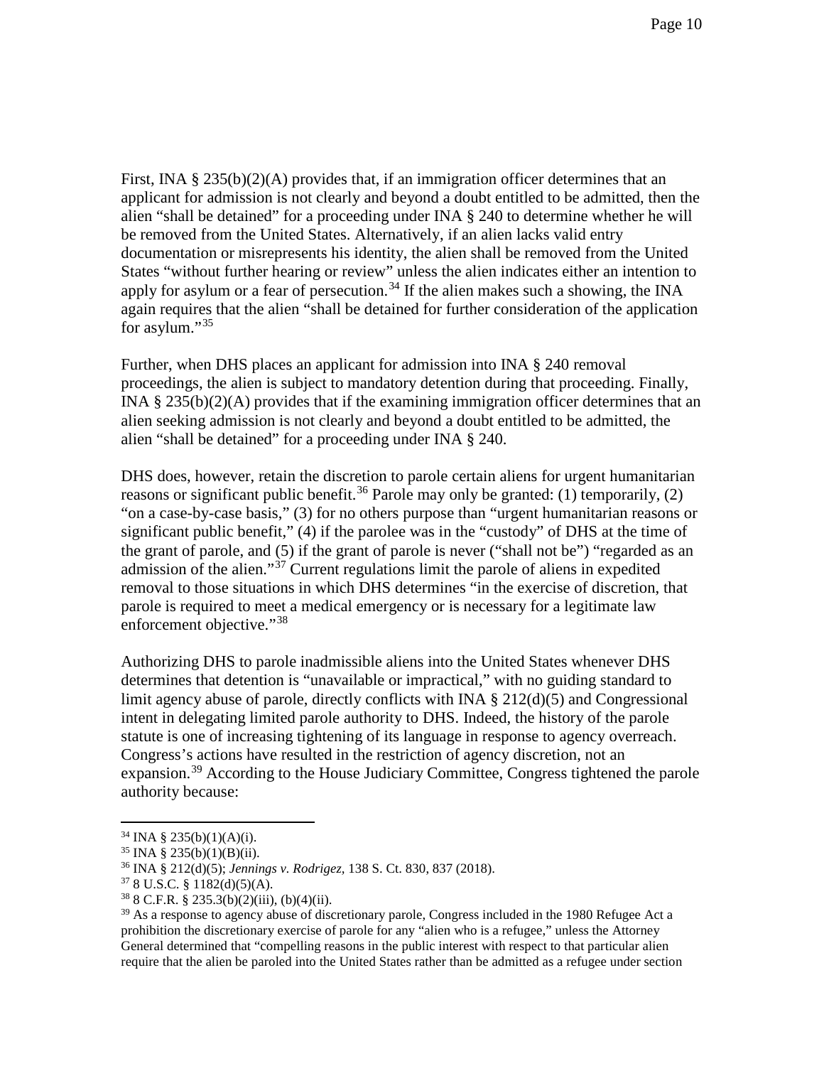First, INA § 235(b)(2)(A) provides that, if an immigration officer determines that an applicant for admission is not clearly and beyond a doubt entitled to be admitted, then the alien "shall be detained" for a proceeding under INA § 240 to determine whether he will be removed from the United States. Alternatively, if an alien lacks valid entry documentation or misrepresents his identity, the alien shall be removed from the United States "without further hearing or review" unless the alien indicates either an intention to apply for asylum or a fear of persecution.[34] If the alien makes such a showing, the INA again requires that the alien "shall be detained for further consideration of the application for asylum."[35]

Further, when DHS places an applicant for admission into INA § 240 removal proceedings, the alien is subject to mandatory detention during that proceeding. Finally, INA § 235(b)(2)(A) provides that if the examining immigration officer determines that an alien seeking admission is not clearly and beyond a doubt entitled to be admitted, the alien "shall be detained" for a proceeding under INA § 240.

DHS does, however, retain the discretion to parole certain aliens for urgent humanitarian reasons or significant public benefit.[36] Parole may only be granted: (1) temporarily, (2) "on a case-by-case basis," (3) for no others purpose than "urgent humanitarian reasons or significant public benefit," (4) if the parolee was in the "custody" of DHS at the time of the grant of parole, and (5) if the grant of parole is never ("shall not be") "regarded as an admission of the alien."[37] Current regulations limit the parole of aliens in expedited removal to those situations in which DHS determines "in the exercise of discretion, that parole is required to meet a medical emergency or is necessary for a legitimate law enforcement objective."[38]

Authorizing DHS to parole inadmissible aliens into the United States whenever DHS determines that detention is "unavailable or impractical," with no guiding standard to limit agency abuse of parole, directly conflicts with INA § 212(d)(5) and Congressional intent in delegating limited parole authority to DHS. Indeed, the history of the parole statute is one of increasing tightening of its language in response to agency overreach. Congress's actions have resulted in the restriction of agency discretion, not an expansion.[39] According to the House Judiciary Committee, Congress tightened the parole authority because:

---

[34] INA § 235(b)(1)(A)(i).

[35] INA § 235(b)(1)(B)(ii).

[36] INA § 212(d)(5); *Jennings v. Rodrigez*, 138 S. Ct. 830, 837 (2018).

[37] 8 U.S.C. § 1182(d)(5)(A).

[38] 8 C.F.R. § 235.3(b)(2)(iii), (b)(4)(ii).

[39] As a response to agency abuse of discretionary parole, Congress included in the 1980 Refugee Act a prohibition the discretionary exercise of parole for any "alien who is a refugee," unless the Attorney General determined that "compelling reasons in the public interest with respect to that particular alien require that the alien be paroled into the United States rather than be admitted as a refugee under section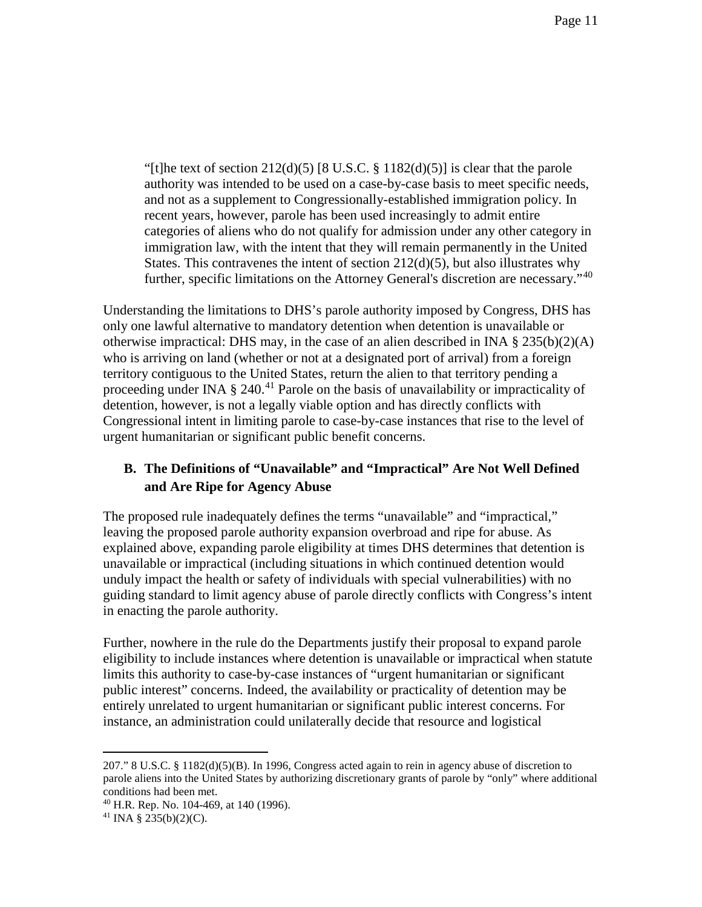> "[t]he text of section 212(d)(5) [8 U.S.C. § 1182(d)(5)] is clear that the parole authority was intended to be used on a case-by-case basis to meet specific needs, and not as a supplement to Congressionally-established immigration policy. In recent years, however, parole has been used increasingly to admit entire categories of aliens who do not qualify for admission under any other category in immigration law, with the intent that they will remain permanently in the United States. This contravenes the intent of section 212(d)(5), but also illustrates why further, specific limitations on the Attorney General's discretion are necessary."[40]

Understanding the limitations to DHS's parole authority imposed by Congress, DHS has only one lawful alternative to mandatory detention when detention is unavailable or otherwise impractical: DHS may, in the case of an alien described in INA § 235(b)(2)(A) who is arriving on land (whether or not at a designated port of arrival) from a foreign territory contiguous to the United States, return the alien to that territory pending a proceeding under INA § 240.[41] Parole on the basis of unavailability or impracticality of detention, however, is not a legally viable option and has directly conflicts with Congressional intent in limiting parole to case-by-case instances that rise to the level of urgent humanitarian or significant public benefit concerns.

## B. The Definitions of "Unavailable" and "Impractical" Are Not Well Defined and Are Ripe for Agency Abuse

The proposed rule inadequately defines the terms "unavailable" and "impractical," leaving the proposed parole authority expansion overbroad and ripe for abuse. As explained above, expanding parole eligibility at times DHS determines that detention is unavailable or impractical (including situations in which continued detention would unduly impact the health or safety of individuals with special vulnerabilities) with no guiding standard to limit agency abuse of parole directly conflicts with Congress's intent in enacting the parole authority.

Further, nowhere in the rule do the Departments justify their proposal to expand parole eligibility to include instances where detention is unavailable or impractical when statute limits this authority to case-by-case instances of "urgent humanitarian or significant public interest" concerns. Indeed, the availability or practicality of detention may be entirely unrelated to urgent humanitarian or significant public interest concerns. For instance, an administration could unilaterally decide that resource and logistical

---

207." 8 U.S.C. § 1182(d)(5)(B). In 1996, Congress acted again to rein in agency abuse of discretion to parole aliens into the United States by authorizing discretionary grants of parole by "only" where additional conditions had been met.

[40] H.R. Rep. No. 104-469, at 140 (1996).

[41] INA § 235(b)(2)(C).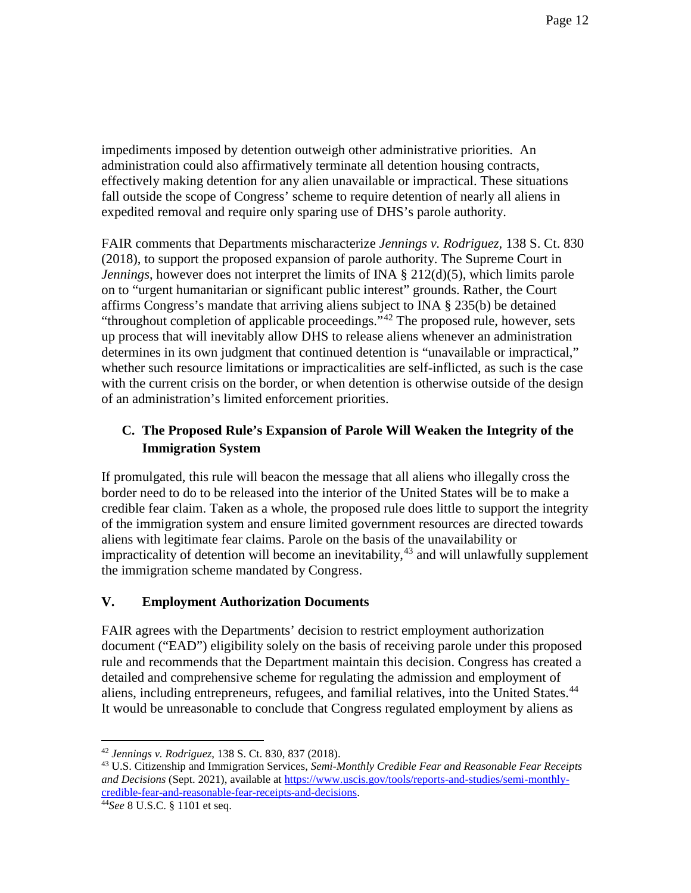impediments imposed by detention outweigh other administrative priorities. An administration could also affirmatively terminate all detention housing contracts, effectively making detention for any alien unavailable or impractical. These situations fall outside the scope of Congress' scheme to require detention of nearly all aliens in expedited removal and require only sparing use of DHS's parole authority.

FAIR comments that Departments mischaracterize *Jennings v. Rodriguez*, 138 S. Ct. 830 (2018), to support the proposed expansion of parole authority. The Supreme Court in *Jennings*, however does not interpret the limits of INA § 212(d)(5), which limits parole on to "urgent humanitarian or significant public interest" grounds. Rather, the Court affirms Congress's mandate that arriving aliens subject to INA § 235(b) be detained "throughout completion of applicable proceedings."[42] The proposed rule, however, sets up process that will inevitably allow DHS to release aliens whenever an administration determines in its own judgment that continued detention is "unavailable or impractical," whether such resource limitations or impracticalities are self-inflicted, as such is the case with the current crisis on the border, or when detention is otherwise outside of the design of an administration's limited enforcement priorities.

### C. The Proposed Rule's Expansion of Parole Will Weaken the Integrity of the Immigration System

If promulgated, this rule will beacon the message that all aliens who illegally cross the border need to do to be released into the interior of the United States will be to make a credible fear claim. Taken as a whole, the proposed rule does little to support the integrity of the immigration system and ensure limited government resources are directed towards aliens with legitimate fear claims. Parole on the basis of the unavailability or impracticality of detention will become an inevitability,[43] and will unlawfully supplement the immigration scheme mandated by Congress.

## V. Employment Authorization Documents

FAIR agrees with the Departments' decision to restrict employment authorization document ("EAD") eligibility solely on the basis of receiving parole under this proposed rule and recommends that the Department maintain this decision. Congress has created a detailed and comprehensive scheme for regulating the admission and employment of aliens, including entrepreneurs, refugees, and familial relatives, into the United States.[44] It would be unreasonable to conclude that Congress regulated employment by aliens as

---

[42] *Jennings v. Rodriguez*, 138 S. Ct. 830, 837 (2018).

[43] U.S. Citizenship and Immigration Services, *Semi-Monthly Credible Fear and Reasonable Fear Receipts and Decisions* (Sept. 2021), available at https://www.uscis.gov/tools/reports-and-studies/semi-monthly-credible-fear-and-reasonable-fear-receipts-and-decisions.

[44] *See* 8 U.S.C. § 1101 et seq.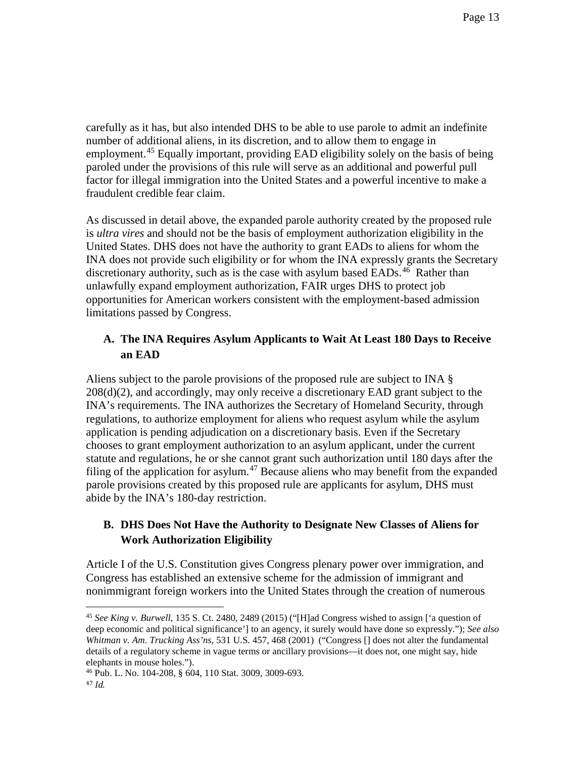carefully as it has, but also intended DHS to be able to use parole to admit an indefinite number of additional aliens, in its discretion, and to allow them to engage in employment.[45] Equally important, providing EAD eligibility solely on the basis of being paroled under the provisions of this rule will serve as an additional and powerful pull factor for illegal immigration into the United States and a powerful incentive to make a fraudulent credible fear claim.

As discussed in detail above, the expanded parole authority created by the proposed rule is *ultra vires* and should not be the basis of employment authorization eligibility in the United States. DHS does not have the authority to grant EADs to aliens for whom the INA does not provide such eligibility or for whom the INA expressly grants the Secretary discretionary authority, such as is the case with asylum based EADs.[46] Rather than unlawfully expand employment authorization, FAIR urges DHS to protect job opportunities for American workers consistent with the employment-based admission limitations passed by Congress.

### A. The INA Requires Asylum Applicants to Wait At Least 180 Days to Receive an EAD

Aliens subject to the parole provisions of the proposed rule are subject to INA § 208(d)(2), and accordingly, may only receive a discretionary EAD grant subject to the INA's requirements. The INA authorizes the Secretary of Homeland Security, through regulations, to authorize employment for aliens who request asylum while the asylum application is pending adjudication on a discretionary basis. Even if the Secretary chooses to grant employment authorization to an asylum applicant, under the current statute and regulations, he or she cannot grant such authorization until 180 days after the filing of the application for asylum.[47] Because aliens who may benefit from the expanded parole provisions created by this proposed rule are applicants for asylum, DHS must abide by the INA's 180-day restriction.

### B. DHS Does Not Have the Authority to Designate New Classes of Aliens for Work Authorization Eligibility

Article I of the U.S. Constitution gives Congress plenary power over immigration, and Congress has established an extensive scheme for the admission of immigrant and nonimmigrant foreign workers into the United States through the creation of numerous

---

[45] *See King v. Burwell*, 135 S. Ct. 2480, 2489 (2015) ("[H]ad Congress wished to assign ['a question of deep economic and political significance'] to an agency, it surely would have done so expressly."); *See also Whitman v. Am. Trucking Ass'ns*, 531 U.S. 457, 468 (2001) ("Congress [] does not alter the fundamental details of a regulatory scheme in vague terms or ancillary provisions—it does not, one might say, hide elephants in mouse holes.").

[46] Pub. L. No. 104-208, § 604, 110 Stat. 3009, 3009-693.

[47] *Id.*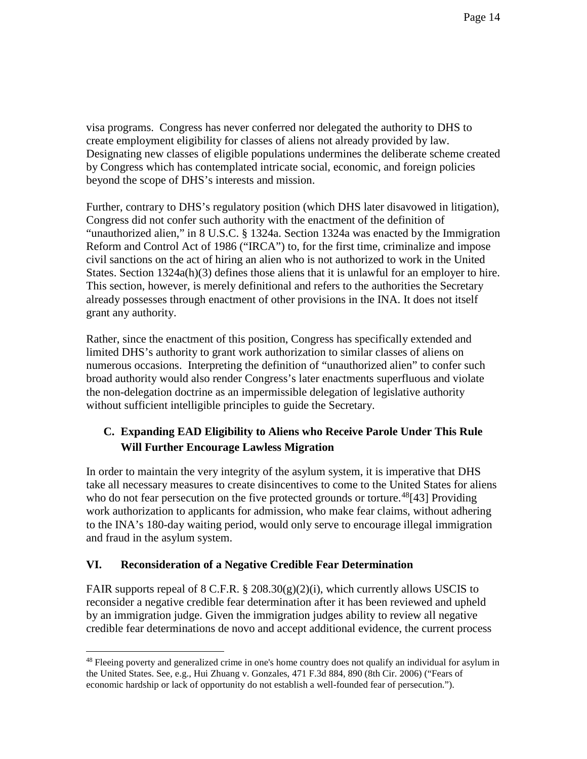visa programs. Congress has never conferred nor delegated the authority to DHS to create employment eligibility for classes of aliens not already provided by law. Designating new classes of eligible populations undermines the deliberate scheme created by Congress which has contemplated intricate social, economic, and foreign policies beyond the scope of DHS's interests and mission.

Further, contrary to DHS's regulatory position (which DHS later disavowed in litigation), Congress did not confer such authority with the enactment of the definition of "unauthorized alien," in 8 U.S.C. § 1324a. Section 1324a was enacted by the Immigration Reform and Control Act of 1986 ("IRCA") to, for the first time, criminalize and impose civil sanctions on the act of hiring an alien who is not authorized to work in the United States. Section 1324a(h)(3) defines those aliens that it is unlawful for an employer to hire. This section, however, is merely definitional and refers to the authorities the Secretary already possesses through enactment of other provisions in the INA. It does not itself grant any authority.

Rather, since the enactment of this position, Congress has specifically extended and limited DHS's authority to grant work authorization to similar classes of aliens on numerous occasions. Interpreting the definition of "unauthorized alien" to confer such broad authority would also render Congress's later enactments superfluous and violate the non-delegation doctrine as an impermissible delegation of legislative authority without sufficient intelligible principles to guide the Secretary.

### C. Expanding EAD Eligibility to Aliens who Receive Parole Under This Rule Will Further Encourage Lawless Migration

In order to maintain the very integrity of the asylum system, it is imperative that DHS take all necessary measures to create disincentives to come to the United States for aliens who do not fear persecution on the five protected grounds or torture.[48][43] Providing work authorization to applicants for admission, who make fear claims, without adhering to the INA's 180-day waiting period, would only serve to encourage illegal immigration and fraud in the asylum system.

## VI. Reconsideration of a Negative Credible Fear Determination

FAIR supports repeal of 8 C.F.R. § 208.30(g)(2)(i), which currently allows USCIS to reconsider a negative credible fear determination after it has been reviewed and upheld by an immigration judge. Given the immigration judges ability to review all negative credible fear determinations de novo and accept additional evidence, the current process

---

[48] Fleeing poverty and generalized crime in one's home country does not qualify an individual for asylum in the United States. See, e.g., Hui Zhuang v. Gonzales, 471 F.3d 884, 890 (8th Cir. 2006) ("Fears of economic hardship or lack of opportunity do not establish a well-founded fear of persecution.").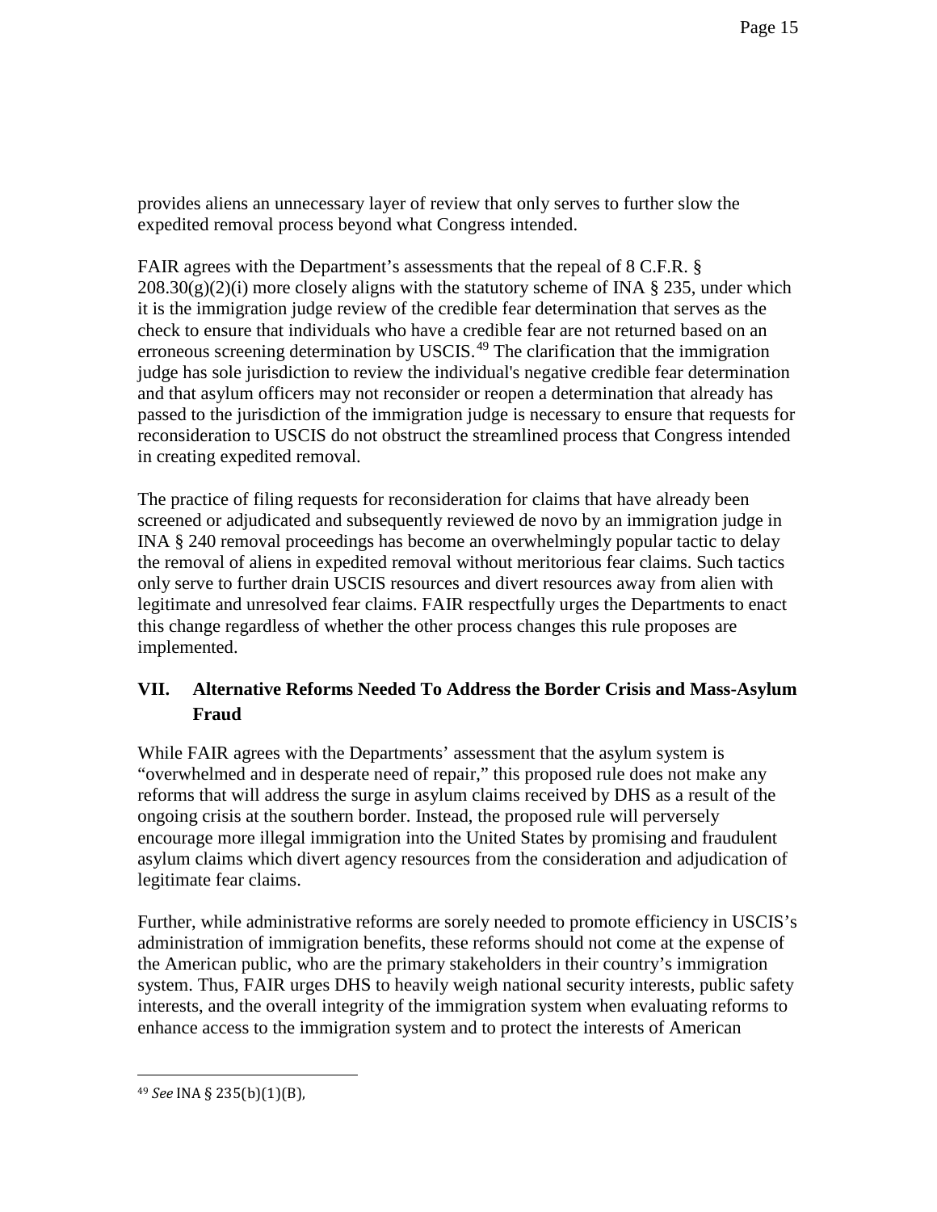provides aliens an unnecessary layer of review that only serves to further slow the expedited removal process beyond what Congress intended.

FAIR agrees with the Department's assessments that the repeal of 8 C.F.R. § 208.30(g)(2)(i) more closely aligns with the statutory scheme of INA § 235, under which it is the immigration judge review of the credible fear determination that serves as the check to ensure that individuals who have a credible fear are not returned based on an erroneous screening determination by USCIS.[49] The clarification that the immigration judge has sole jurisdiction to review the individual's negative credible fear determination and that asylum officers may not reconsider or reopen a determination that already has passed to the jurisdiction of the immigration judge is necessary to ensure that requests for reconsideration to USCIS do not obstruct the streamlined process that Congress intended in creating expedited removal.

The practice of filing requests for reconsideration for claims that have already been screened or adjudicated and subsequently reviewed de novo by an immigration judge in INA § 240 removal proceedings has become an overwhelmingly popular tactic to delay the removal of aliens in expedited removal without meritorious fear claims. Such tactics only serve to further drain USCIS resources and divert resources away from alien with legitimate and unresolved fear claims. FAIR respectfully urges the Departments to enact this change regardless of whether the other process changes this rule proposes are implemented.

## VII. Alternative Reforms Needed To Address the Border Crisis and Mass-Asylum Fraud

While FAIR agrees with the Departments' assessment that the asylum system is "overwhelmed and in desperate need of repair," this proposed rule does not make any reforms that will address the surge in asylum claims received by DHS as a result of the ongoing crisis at the southern border. Instead, the proposed rule will perversely encourage more illegal immigration into the United States by promising and fraudulent asylum claims which divert agency resources from the consideration and adjudication of legitimate fear claims.

Further, while administrative reforms are sorely needed to promote efficiency in USCIS's administration of immigration benefits, these reforms should not come at the expense of the American public, who are the primary stakeholders in their country's immigration system. Thus, FAIR urges DHS to heavily weigh national security interests, public safety interests, and the overall integrity of the immigration system when evaluating reforms to enhance access to the immigration system and to protect the interests of American

[49] *See* INA § 235(b)(1)(B),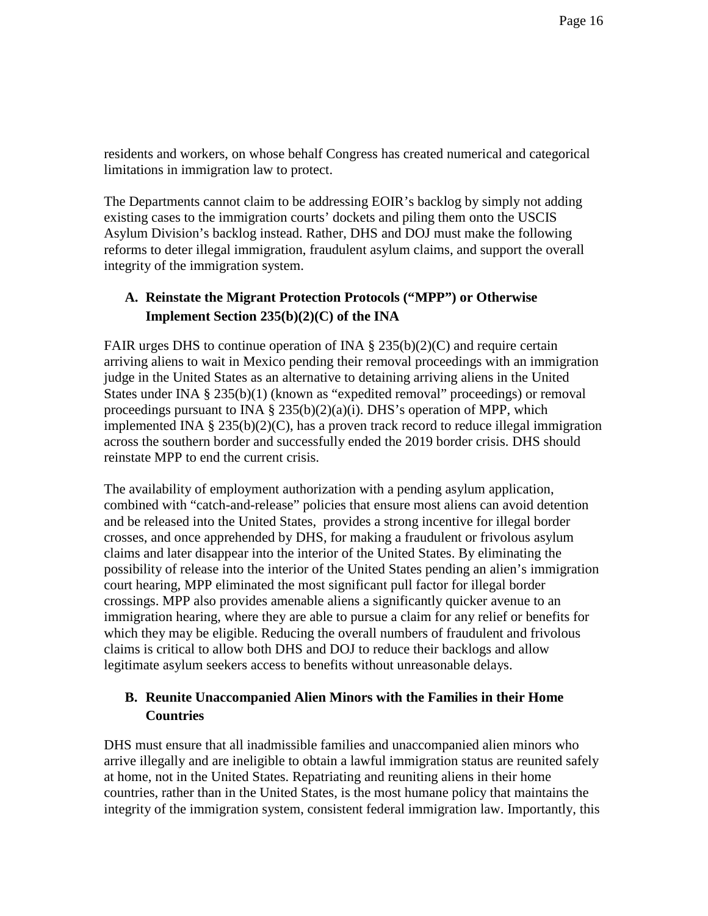residents and workers, on whose behalf Congress has created numerical and categorical limitations in immigration law to protect.

The Departments cannot claim to be addressing EOIR's backlog by simply not adding existing cases to the immigration courts' dockets and piling them onto the USCIS Asylum Division's backlog instead. Rather, DHS and DOJ must make the following reforms to deter illegal immigration, fraudulent asylum claims, and support the overall integrity of the immigration system.

### A. Reinstate the Migrant Protection Protocols ("MPP") or Otherwise Implement Section 235(b)(2)(C) of the INA

FAIR urges DHS to continue operation of INA § 235(b)(2)(C) and require certain arriving aliens to wait in Mexico pending their removal proceedings with an immigration judge in the United States as an alternative to detaining arriving aliens in the United States under INA § 235(b)(1) (known as "expedited removal" proceedings) or removal proceedings pursuant to INA § 235(b)(2)(a)(i). DHS's operation of MPP, which implemented INA § 235(b)(2)(C), has a proven track record to reduce illegal immigration across the southern border and successfully ended the 2019 border crisis. DHS should reinstate MPP to end the current crisis.

The availability of employment authorization with a pending asylum application, combined with "catch-and-release" policies that ensure most aliens can avoid detention and be released into the United States, provides a strong incentive for illegal border crosses, and once apprehended by DHS, for making a fraudulent or frivolous asylum claims and later disappear into the interior of the United States. By eliminating the possibility of release into the interior of the United States pending an alien's immigration court hearing, MPP eliminated the most significant pull factor for illegal border crossings. MPP also provides amenable aliens a significantly quicker avenue to an immigration hearing, where they are able to pursue a claim for any relief or benefits for which they may be eligible. Reducing the overall numbers of fraudulent and frivolous claims is critical to allow both DHS and DOJ to reduce their backlogs and allow legitimate asylum seekers access to benefits without unreasonable delays.

### B. Reunite Unaccompanied Alien Minors with the Families in their Home Countries

DHS must ensure that all inadmissible families and unaccompanied alien minors who arrive illegally and are ineligible to obtain a lawful immigration status are reunited safely at home, not in the United States. Repatriating and reuniting aliens in their home countries, rather than in the United States, is the most humane policy that maintains the integrity of the immigration system, consistent federal immigration law. Importantly, this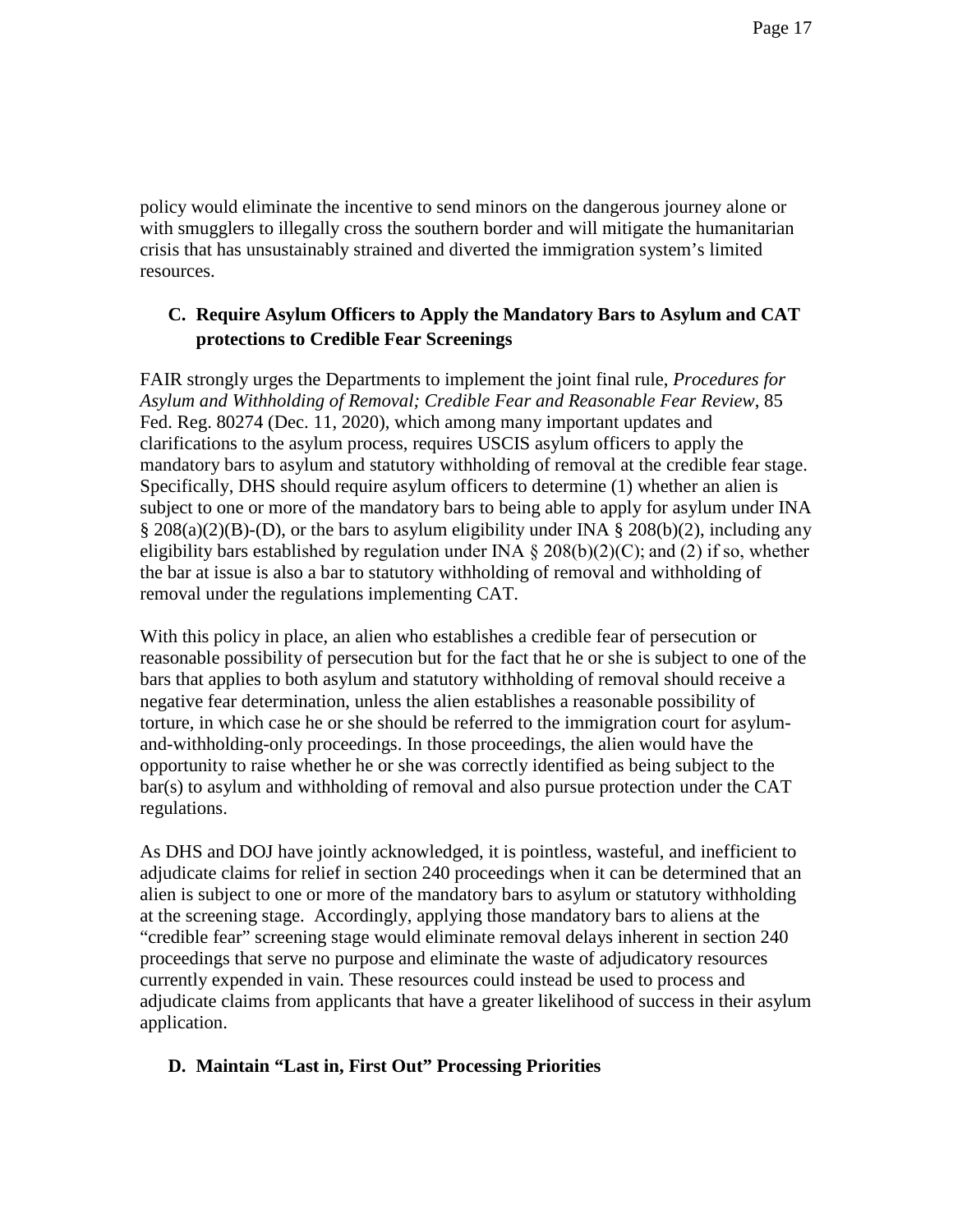policy would eliminate the incentive to send minors on the dangerous journey alone or with smugglers to illegally cross the southern border and will mitigate the humanitarian crisis that has unsustainably strained and diverted the immigration system's limited resources.

### C. Require Asylum Officers to Apply the Mandatory Bars to Asylum and CAT protections to Credible Fear Screenings

FAIR strongly urges the Departments to implement the joint final rule, *Procedures for Asylum and Withholding of Removal; Credible Fear and Reasonable Fear Review*, 85 Fed. Reg. 80274 (Dec. 11, 2020), which among many important updates and clarifications to the asylum process, requires USCIS asylum officers to apply the mandatory bars to asylum and statutory withholding of removal at the credible fear stage. Specifically, DHS should require asylum officers to determine (1) whether an alien is subject to one or more of the mandatory bars to being able to apply for asylum under INA § 208(a)(2)(B)-(D), or the bars to asylum eligibility under INA § 208(b)(2), including any eligibility bars established by regulation under INA § 208(b)(2)(C); and (2) if so, whether the bar at issue is also a bar to statutory withholding of removal and withholding of removal under the regulations implementing CAT.

With this policy in place, an alien who establishes a credible fear of persecution or reasonable possibility of persecution but for the fact that he or she is subject to one of the bars that applies to both asylum and statutory withholding of removal should receive a negative fear determination, unless the alien establishes a reasonable possibility of torture, in which case he or she should be referred to the immigration court for asylum-and-withholding-only proceedings. In those proceedings, the alien would have the opportunity to raise whether he or she was correctly identified as being subject to the bar(s) to asylum and withholding of removal and also pursue protection under the CAT regulations.

As DHS and DOJ have jointly acknowledged, it is pointless, wasteful, and inefficient to adjudicate claims for relief in section 240 proceedings when it can be determined that an alien is subject to one or more of the mandatory bars to asylum or statutory withholding at the screening stage. Accordingly, applying those mandatory bars to aliens at the "credible fear" screening stage would eliminate removal delays inherent in section 240 proceedings that serve no purpose and eliminate the waste of adjudicatory resources currently expended in vain. These resources could instead be used to process and adjudicate claims from applicants that have a greater likelihood of success in their asylum application.

### D. Maintain "Last in, First Out" Processing Priorities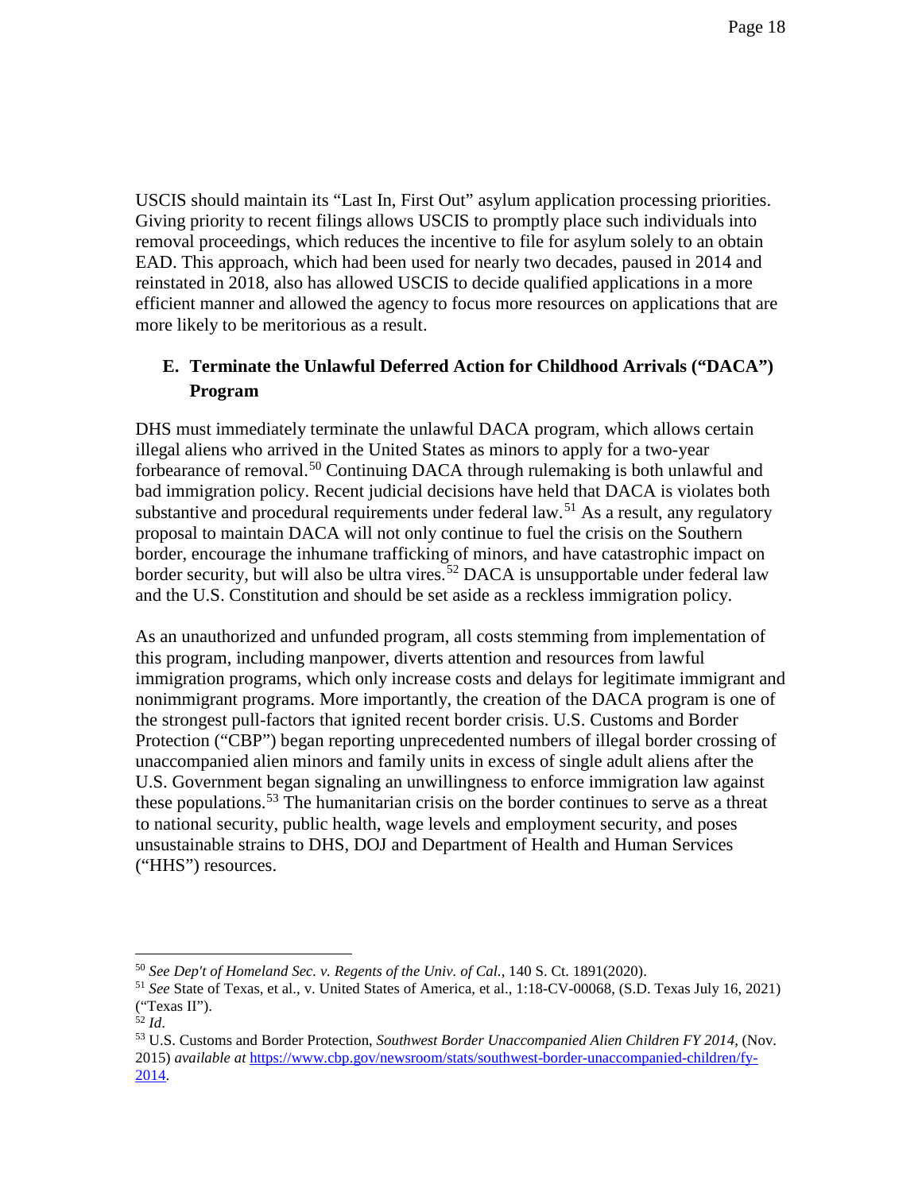USCIS should maintain its "Last In, First Out" asylum application processing priorities. Giving priority to recent filings allows USCIS to promptly place such individuals into removal proceedings, which reduces the incentive to file for asylum solely to an obtain EAD. This approach, which had been used for nearly two decades, paused in 2014 and reinstated in 2018, also has allowed USCIS to decide qualified applications in a more efficient manner and allowed the agency to focus more resources on applications that are more likely to be meritorious as a result.

## E. Terminate the Unlawful Deferred Action for Childhood Arrivals ("DACA") Program

DHS must immediately terminate the unlawful DACA program, which allows certain illegal aliens who arrived in the United States as minors to apply for a two-year forbearance of removal.[50] Continuing DACA through rulemaking is both unlawful and bad immigration policy. Recent judicial decisions have held that DACA is violates both substantive and procedural requirements under federal law.[51] As a result, any regulatory proposal to maintain DACA will not only continue to fuel the crisis on the Southern border, encourage the inhumane trafficking of minors, and have catastrophic impact on border security, but will also be ultra vires.[52] DACA is unsupportable under federal law and the U.S. Constitution and should be set aside as a reckless immigration policy.

As an unauthorized and unfunded program, all costs stemming from implementation of this program, including manpower, diverts attention and resources from lawful immigration programs, which only increase costs and delays for legitimate immigrant and nonimmigrant programs. More importantly, the creation of the DACA program is one of the strongest pull-factors that ignited recent border crisis. U.S. Customs and Border Protection ("CBP") began reporting unprecedented numbers of illegal border crossing of unaccompanied alien minors and family units in excess of single adult aliens after the U.S. Government began signaling an unwillingness to enforce immigration law against these populations.[53] The humanitarian crisis on the border continues to serve as a threat to national security, public health, wage levels and employment security, and poses unsustainable strains to DHS, DOJ and Department of Health and Human Services ("HHS") resources.

---

[50] *See Dep't of Homeland Sec. v. Regents of the Univ. of Cal.*, 140 S. Ct. 1891(2020).

[51] *See* State of Texas, et al., v. United States of America, et al., 1:18-CV-00068, (S.D. Texas July 16, 2021) ("Texas II").

[52] *Id*.

[53] U.S. Customs and Border Protection, *Southwest Border Unaccompanied Alien Children FY 2014*, (Nov. 2015) *available at* https://www.cbp.gov/newsroom/stats/southwest-border-unaccompanied-children/fy-2014.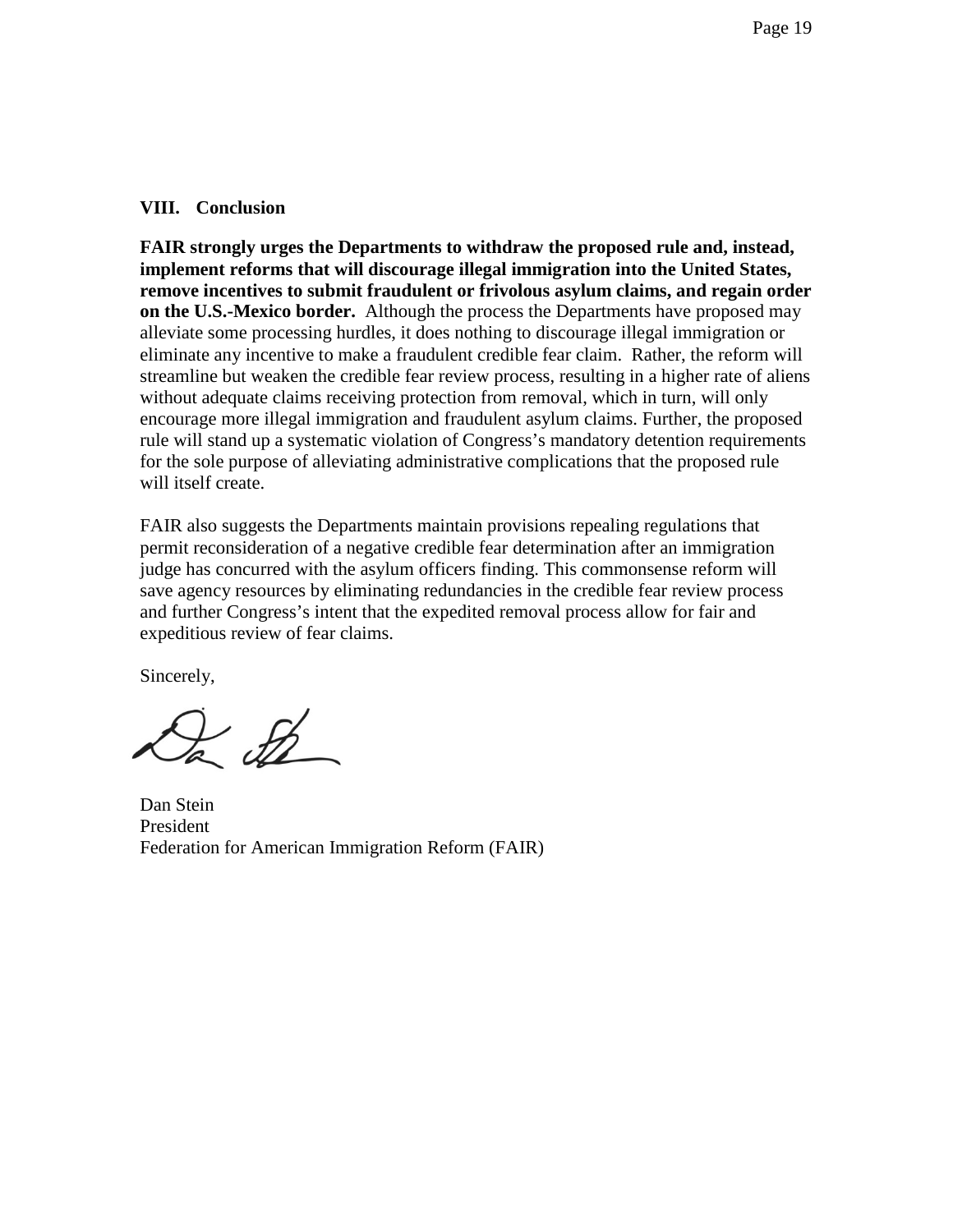## VIII. Conclusion

**FAIR strongly urges the Departments to withdraw the proposed rule and, instead, implement reforms that will discourage illegal immigration into the United States, remove incentives to submit fraudulent or frivolous asylum claims, and regain order on the U.S.-Mexico border.** Although the process the Departments have proposed may alleviate some processing hurdles, it does nothing to discourage illegal immigration or eliminate any incentive to make a fraudulent credible fear claim. Rather, the reform will streamline but weaken the credible fear review process, resulting in a higher rate of aliens without adequate claims receiving protection from removal, which in turn, will only encourage more illegal immigration and fraudulent asylum claims. Further, the proposed rule will stand up a systematic violation of Congress's mandatory detention requirements for the sole purpose of alleviating administrative complications that the proposed rule will itself create.

FAIR also suggests the Departments maintain provisions repealing regulations that permit reconsideration of a negative credible fear determination after an immigration judge has concurred with the asylum officers finding. This commonsense reform will save agency resources by eliminating redundancies in the credible fear review process and further Congress's intent that the expedited removal process allow for fair and expeditious review of fear claims.

Sincerely,

Dan Stein
President
Federation for American Immigration Reform (FAIR)